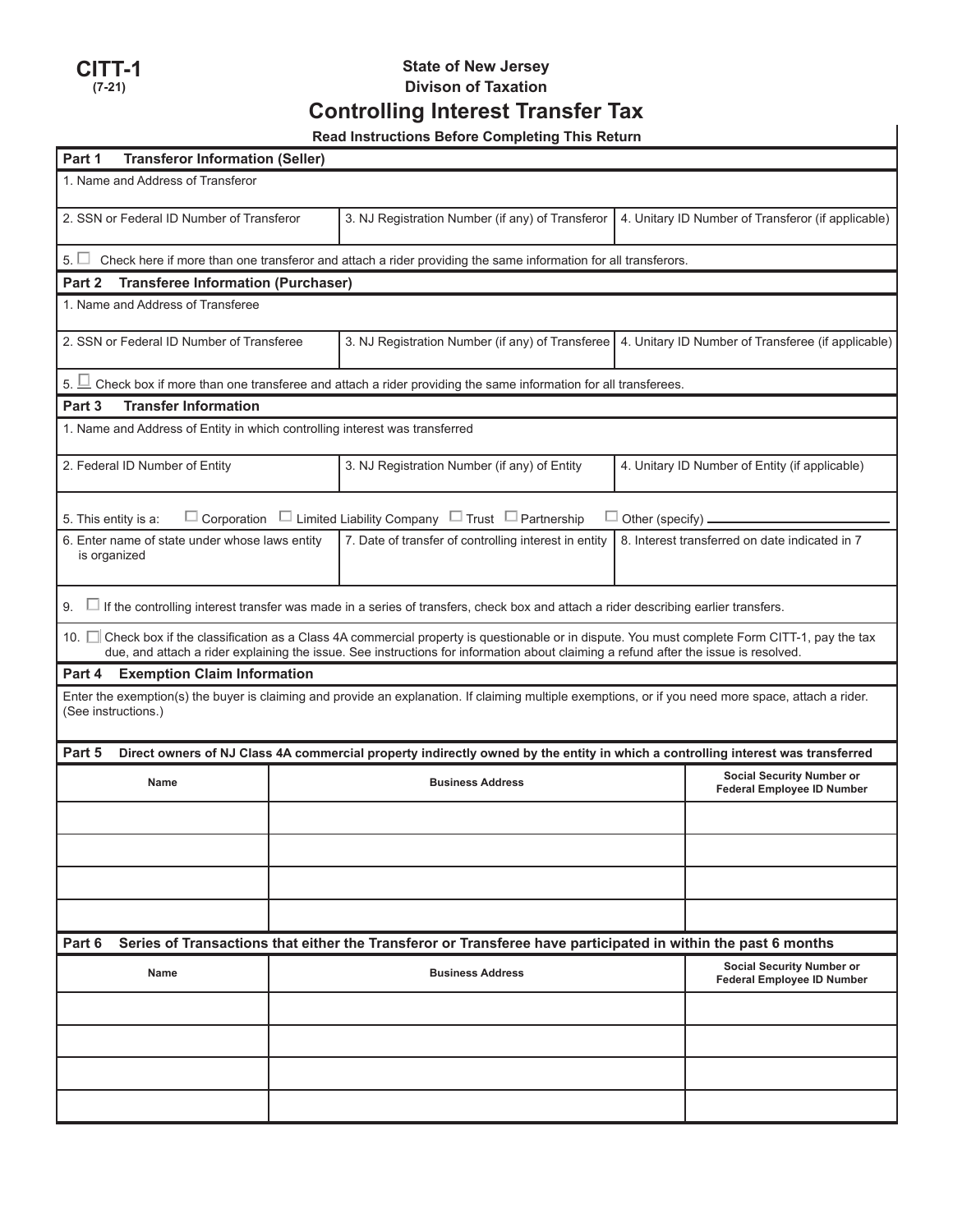**CITT-1**
**(7-21)**

**State of New Jersey**
**Divison of Taxation**

# Controlling Interest Transfer Tax

**Read Instructions Before Completing This Return**

## Part 1 Transferor Information (Seller)

1. Name and Address of Transferor

| 2. SSN or Federal ID Number of Transferor | 3. NJ Registration Number (if any) of Transferor | 4. Unitary ID Number of Transferor (if applicable) |
|---|---|---|
| | | |

5. ☐ Check here if more than one transferor and attach a rider providing the same information for all transferors.

## Part 2 Transferee Information (Purchaser)

1. Name and Address of Transferee

| 2. SSN or Federal ID Number of Transferee | 3. NJ Registration Number (if any) of Transferee | 4. Unitary ID Number of Transferee (if applicable) |
|---|---|---|
| | | |

5. ☐ Check box if more than one transferee and attach a rider providing the same information for all transferees.

## Part 3 Transfer Information

1. Name and Address of Entity in which controlling interest was transferred

| 2. Federal ID Number of Entity | 3. NJ Registration Number (if any) of Entity | 4. Unitary ID Number of Entity (if applicable) |
|---|---|---|
| | | |

5. This entity is a: ☐ Corporation ☐ Limited Liability Company ☐ Trust ☐ Partnership ☐ Other (specify) ______

| 6. Enter name of state under whose laws entity is organized | 7. Date of transfer of controlling interest in entity | 8. Interest transferred on date indicated in 7 |
|---|---|---|
| | | |

9. ☐ If the controlling interest transfer was made in a series of transfers, check box and attach a rider describing earlier transfers.

10. ☐ Check box if the classification as a Class 4A commercial property is questionable or in dispute. You must complete Form CITT-1, pay the tax due, and attach a rider explaining the issue. See instructions for information about claiming a refund after the issue is resolved.

## Part 4 Exemption Claim Information

Enter the exemption(s) the buyer is claiming and provide an explanation. If claiming multiple exemptions, or if you need more space, attach a rider. (See instructions.)

## Part 5 Direct owners of NJ Class 4A commercial property indirectly owned by the entity in which a controlling interest was transferred

| Name | Business Address | Social Security Number or Federal Employee ID Number |
|---|---|---|
| | | |
| | | |
| | | |
| | | |

## Part 6 Series of Transactions that either the Transferor or Transferee have participated in within the past 6 months

| Name | Business Address | Social Security Number or Federal Employee ID Number |
|---|---|---|
| | | |
| | | |
| | | |
| | | |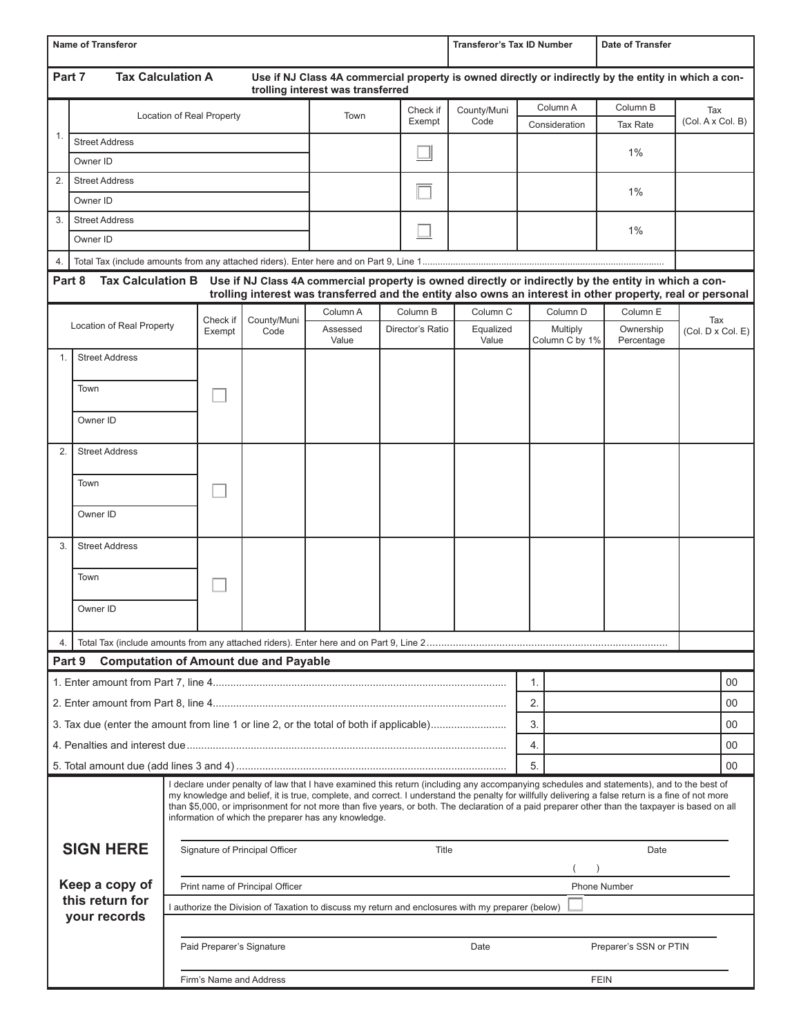| Name of Transferor | Transferor's Tax ID Number | Date of Transfer |
|---|---|---|
| | | |

## Part 7 Tax Calculation A

**Use if NJ Class 4A commercial property is owned directly or indirectly by the entity in which a controlling interest was transferred**

| | Location of Real Property | Town | Check if Exempt | County/Muni Code | Column A Consideration | Column B Tax Rate | Tax (Col. A x Col. B) |
|---|---|---|---|---|---|---|---|
| 1. | Street Address<br>Owner ID | | ☐ | | | 1% | |
| 2. | Street Address<br>Owner ID | | ☐ | | | 1% | |
| 3. | Street Address<br>Owner ID | | ☐ | | | 1% | |
| 4. | Total Tax (include amounts from any attached riders). Enter here and on Part 9, Line 1 | | | | | | |

## Part 8 Tax Calculation B

**Use if NJ Class 4A commercial property is owned directly or indirectly by the entity in which a controlling interest was transferred and the entity also owns an interest in other property, real or personal**

| | Location of Real Property | Check if Exempt | County/Muni Code | Column A Assessed Value | Column B Director's Ratio | Column C Equalized Value | Column D Multiply Column C by 1% | Column E Ownership Percentage | Tax (Col. D x Col. E) |
|---|---|---|---|---|---|---|---|---|---|
| 1. | Street Address<br>Town<br>Owner ID | ☐ | | | | | | | |
| 2. | Street Address<br>Town<br>Owner ID | ☐ | | | | | | | |
| 3. | Street Address<br>Town<br>Owner ID | ☐ | | | | | | | |
| 4. | Total Tax (include amounts from any attached riders). Enter here and on Part 9, Line 2 | | | | | | | | |

## Part 9 Computation of Amount due and Payable

| | | |
|---|---|---|
| 1. Enter amount from Part 7, line 4 | 1. | 00 |
| 2. Enter amount from Part 8, line 4 | 2. | 00 |
| 3. Tax due (enter the amount from line 1 or line 2, or the total of both if applicable) | 3. | 00 |
| 4. Penalties and interest due | 4. | 00 |
| 5. Total amount due (add lines 3 and 4) | 5. | 00 |

I declare under penalty of law that I have examined this return (including any accompanying schedules and statements), and to the best of my knowledge and belief, it is true, complete, and correct. I understand the penalty for willfully delivering a false return is a fine of not more than $5,000, or imprisonment for not more than five years, or both. The declaration of a paid preparer other than the taxpayer is based on all information of which the preparer has any knowledge.

**SIGN HERE**

**Keep a copy of this return for your records**

Signature of Principal Officer — Title — Date

Print name of Principal Officer — Phone Number ( )

I authorize the Division of Taxation to discuss my return and enclosures with my preparer (below) ☐

Paid Preparer's Signature — Date — Preparer's SSN or PTIN

Firm's Name and Address — FEIN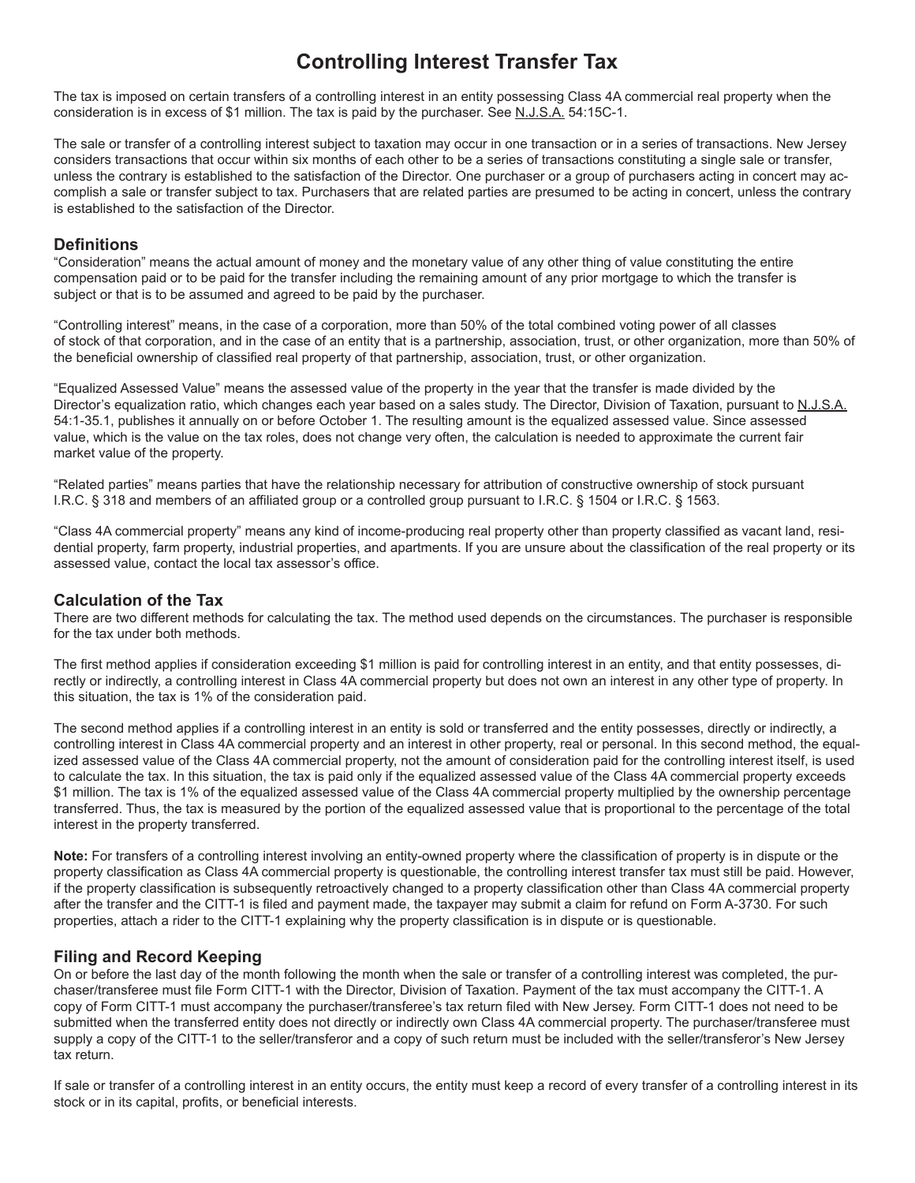# Controlling Interest Transfer Tax

The tax is imposed on certain transfers of a controlling interest in an entity possessing Class 4A commercial real property when the consideration is in excess of $1 million. The tax is paid by the purchaser. See N.J.S.A. 54:15C-1.

The sale or transfer of a controlling interest subject to taxation may occur in one transaction or in a series of transactions. New Jersey considers transactions that occur within six months of each other to be a series of transactions constituting a single sale or transfer, unless the contrary is established to the satisfaction of the Director. One purchaser or a group of purchasers acting in concert may accomplish a sale or transfer subject to tax. Purchasers that are related parties are presumed to be acting in concert, unless the contrary is established to the satisfaction of the Director.

## Definitions

"Consideration" means the actual amount of money and the monetary value of any other thing of value constituting the entire compensation paid or to be paid for the transfer including the remaining amount of any prior mortgage to which the transfer is subject or that is to be assumed and agreed to be paid by the purchaser.

"Controlling interest" means, in the case of a corporation, more than 50% of the total combined voting power of all classes of stock of that corporation, and in the case of an entity that is a partnership, association, trust, or other organization, more than 50% of the beneficial ownership of classified real property of that partnership, association, trust, or other organization.

"Equalized Assessed Value" means the assessed value of the property in the year that the transfer is made divided by the Director's equalization ratio, which changes each year based on a sales study. The Director, Division of Taxation, pursuant to N.J.S.A. 54:1-35.1, publishes it annually on or before October 1. The resulting amount is the equalized assessed value. Since assessed value, which is the value on the tax roles, does not change very often, the calculation is needed to approximate the current fair market value of the property.

"Related parties" means parties that have the relationship necessary for attribution of constructive ownership of stock pursuant I.R.C. § 318 and members of an affiliated group or a controlled group pursuant to I.R.C. § 1504 or I.R.C. § 1563.

"Class 4A commercial property" means any kind of income-producing real property other than property classified as vacant land, residential property, farm property, industrial properties, and apartments. If you are unsure about the classification of the real property or its assessed value, contact the local tax assessor's office.

## Calculation of the Tax

There are two different methods for calculating the tax. The method used depends on the circumstances. The purchaser is responsible for the tax under both methods.

The first method applies if consideration exceeding $1 million is paid for controlling interest in an entity, and that entity possesses, directly or indirectly, a controlling interest in Class 4A commercial property but does not own an interest in any other type of property. In this situation, the tax is 1% of the consideration paid.

The second method applies if a controlling interest in an entity is sold or transferred and the entity possesses, directly or indirectly, a controlling interest in Class 4A commercial property and an interest in other property, real or personal. In this second method, the equalized assessed value of the Class 4A commercial property, not the amount of consideration paid for the controlling interest itself, is used to calculate the tax. In this situation, the tax is paid only if the equalized assessed value of the Class 4A commercial property exceeds $1 million. The tax is 1% of the equalized assessed value of the Class 4A commercial property multiplied by the ownership percentage transferred. Thus, the tax is measured by the portion of the equalized assessed value that is proportional to the percentage of the total interest in the property transferred.

**Note:** For transfers of a controlling interest involving an entity-owned property where the classification of property is in dispute or the property classification as Class 4A commercial property is questionable, the controlling interest transfer tax must still be paid. However, if the property classification is subsequently retroactively changed to a property classification other than Class 4A commercial property after the transfer and the CITT-1 is filed and payment made, the taxpayer may submit a claim for refund on Form A-3730. For such properties, attach a rider to the CITT-1 explaining why the property classification is in dispute or is questionable.

## Filing and Record Keeping

On or before the last day of the month following the month when the sale or transfer of a controlling interest was completed, the purchaser/transferee must file Form CITT-1 with the Director, Division of Taxation. Payment of the tax must accompany the CITT-1. A copy of Form CITT-1 must accompany the purchaser/transferee's tax return filed with New Jersey. Form CITT-1 does not need to be submitted when the transferred entity does not directly or indirectly own Class 4A commercial property. The purchaser/transferee must supply a copy of the CITT-1 to the seller/transferor and a copy of such return must be included with the seller/transferor's New Jersey tax return.

If sale or transfer of a controlling interest in an entity occurs, the entity must keep a record of every transfer of a controlling interest in its stock or in its capital, profits, or beneficial interests.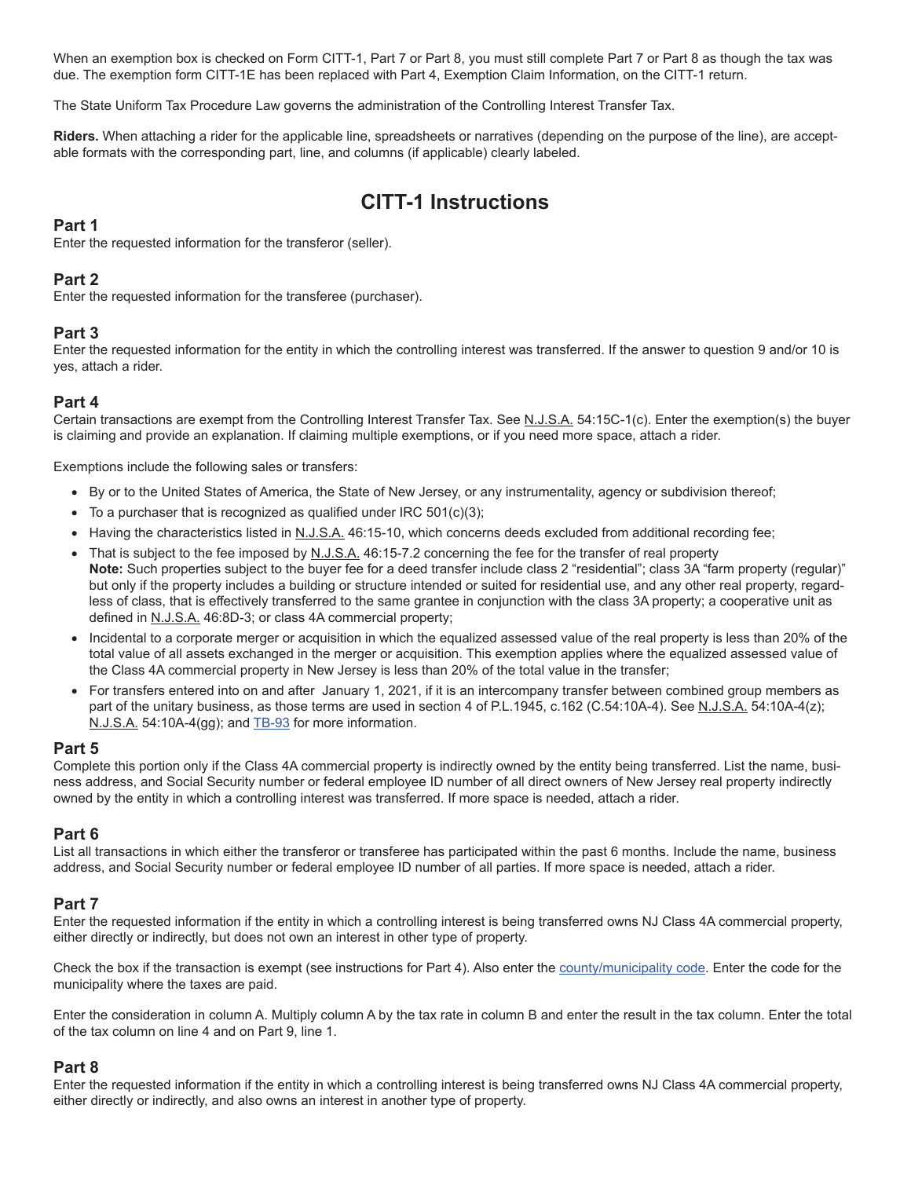When an exemption box is checked on Form CITT-1, Part 7 or Part 8, you must still complete Part 7 or Part 8 as though the tax was due. The exemption form CITT-1E has been replaced with Part 4, Exemption Claim Information, on the CITT-1 return.

The State Uniform Tax Procedure Law governs the administration of the Controlling Interest Transfer Tax.

**Riders.** When attaching a rider for the applicable line, spreadsheets or narratives (depending on the purpose of the line), are acceptable formats with the corresponding part, line, and columns (if applicable) clearly labeled.

# CITT-1 Instructions

## Part 1

Enter the requested information for the transferor (seller).

## Part 2

Enter the requested information for the transferee (purchaser).

## Part 3

Enter the requested information for the entity in which the controlling interest was transferred. If the answer to question 9 and/or 10 is yes, attach a rider.

## Part 4

Certain transactions are exempt from the Controlling Interest Transfer Tax. See N.J.S.A. 54:15C-1(c). Enter the exemption(s) the buyer is claiming and provide an explanation. If claiming multiple exemptions, or if you need more space, attach a rider.

Exemptions include the following sales or transfers:

- By or to the United States of America, the State of New Jersey, or any instrumentality, agency or subdivision thereof;
- To a purchaser that is recognized as qualified under IRC 501(c)(3);
- Having the characteristics listed in N.J.S.A. 46:15-10, which concerns deeds excluded from additional recording fee;
- That is subject to the fee imposed by N.J.S.A. 46:15-7.2 concerning the fee for the transfer of real property
  **Note:** Such properties subject to the buyer fee for a deed transfer include class 2 "residential"; class 3A "farm property (regular)" but only if the property includes a building or structure intended or suited for residential use, and any other real property, regardless of class, that is effectively transferred to the same grantee in conjunction with the class 3A property; a cooperative unit as defined in N.J.S.A. 46:8D-3; or class 4A commercial property;
- Incidental to a corporate merger or acquisition in which the equalized assessed value of the real property is less than 20% of the total value of all assets exchanged in the merger or acquisition. This exemption applies where the equalized assessed value of the Class 4A commercial property in New Jersey is less than 20% of the total value in the transfer;
- For transfers entered into on and after January 1, 2021, if it is an intercompany transfer between combined group members as part of the unitary business, as those terms are used in section 4 of P.L.1945, c.162 (C.54:10A-4). See N.J.S.A. 54:10A-4(z); N.J.S.A. 54:10A-4(gg); and TB-93 for more information.

## Part 5

Complete this portion only if the Class 4A commercial property is indirectly owned by the entity being transferred. List the name, business address, and Social Security number or federal employee ID number of all direct owners of New Jersey real property indirectly owned by the entity in which a controlling interest was transferred. If more space is needed, attach a rider.

## Part 6

List all transactions in which either the transferor or transferee has participated within the past 6 months. Include the name, business address, and Social Security number or federal employee ID number of all parties. If more space is needed, attach a rider.

## Part 7

Enter the requested information if the entity in which a controlling interest is being transferred owns NJ Class 4A commercial property, either directly or indirectly, but does not own an interest in other type of property.

Check the box if the transaction is exempt (see instructions for Part 4). Also enter the county/municipality code. Enter the code for the municipality where the taxes are paid.

Enter the consideration in column A. Multiply column A by the tax rate in column B and enter the result in the tax column. Enter the total of the tax column on line 4 and on Part 9, line 1.

## Part 8

Enter the requested information if the entity in which a controlling interest is being transferred owns NJ Class 4A commercial property, either directly or indirectly, and also owns an interest in another type of property.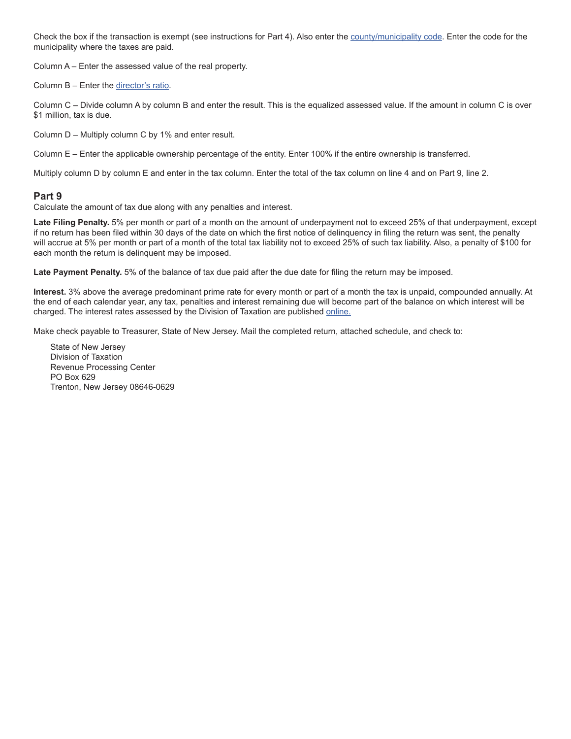Check the box if the transaction is exempt (see instructions for Part 4). Also enter the county/municipality code. Enter the code for the municipality where the taxes are paid.

Column A – Enter the assessed value of the real property.

Column B – Enter the director's ratio.

Column C – Divide column A by column B and enter the result. This is the equalized assessed value. If the amount in column C is over $1 million, tax is due.

Column D – Multiply column C by 1% and enter result.

Column E – Enter the applicable ownership percentage of the entity. Enter 100% if the entire ownership is transferred.

Multiply column D by column E and enter in the tax column. Enter the total of the tax column on line 4 and on Part 9, line 2.

## Part 9

Calculate the amount of tax due along with any penalties and interest.

**Late Filing Penalty.** 5% per month or part of a month on the amount of underpayment not to exceed 25% of that underpayment, except if no return has been filed within 30 days of the date on which the first notice of delinquency in filing the return was sent, the penalty will accrue at 5% per month or part of a month of the total tax liability not to exceed 25% of such tax liability. Also, a penalty of $100 for each month the return is delinquent may be imposed.

**Late Payment Penalty.** 5% of the balance of tax due paid after the due date for filing the return may be imposed.

**Interest.** 3% above the average predominant prime rate for every month or part of a month the tax is unpaid, compounded annually. At the end of each calendar year, any tax, penalties and interest remaining due will become part of the balance on which interest will be charged. The interest rates assessed by the Division of Taxation are published online.

Make check payable to Treasurer, State of New Jersey. Mail the completed return, attached schedule, and check to:

State of New Jersey
Division of Taxation
Revenue Processing Center
PO Box 629
Trenton, New Jersey 08646-0629